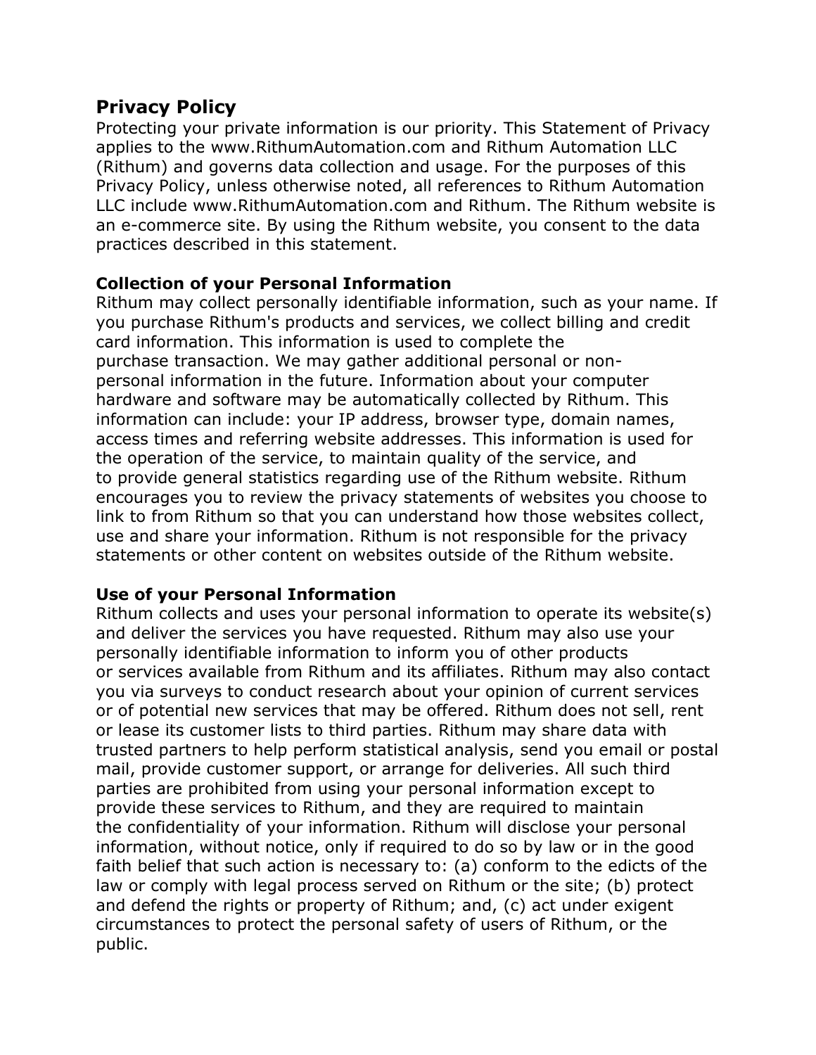# Privacy Policy

Protecting your private information is our priority. This Statement of Privacy applies to the www.RithumAutomation.com and Rithum Automation LLC (Rithum) and governs data collection and usage. For the purposes of this Privacy Policy, unless otherwise noted, all references to Rithum Automation LLC include www.RithumAutomation.com and Rithum. The Rithum website is an e-commerce site. By using the Rithum website, you consent to the data practices described in this statement.

## Collection of your Personal Information

Rithum may collect personally identifiable information, such as your name. If you purchase Rithum's products and services, we collect billing and credit card information. This information is used to complete the purchase transaction. We may gather additional personal or non-personal information in the future. Information about your computer hardware and software may be automatically collected by Rithum. This information can include: your IP address, browser type, domain names, access times and referring website addresses. This information is used for the operation of the service, to maintain quality of the service, and to provide general statistics regarding use of the Rithum website. Rithum encourages you to review the privacy statements of websites you choose to link to from Rithum so that you can understand how those websites collect, use and share your information. Rithum is not responsible for the privacy statements or other content on websites outside of the Rithum website.

## Use of your Personal Information

Rithum collects and uses your personal information to operate its website(s) and deliver the services you have requested. Rithum may also use your personally identifiable information to inform you of other products or services available from Rithum and its affiliates. Rithum may also contact you via surveys to conduct research about your opinion of current services or of potential new services that may be offered. Rithum does not sell, rent or lease its customer lists to third parties. Rithum may share data with trusted partners to help perform statistical analysis, send you email or postal mail, provide customer support, or arrange for deliveries. All such third parties are prohibited from using your personal information except to provide these services to Rithum, and they are required to maintain the confidentiality of your information. Rithum will disclose your personal information, without notice, only if required to do so by law or in the good faith belief that such action is necessary to: (a) conform to the edicts of the law or comply with legal process served on Rithum or the site; (b) protect and defend the rights or property of Rithum; and, (c) act under exigent circumstances to protect the personal safety of users of Rithum, or the public.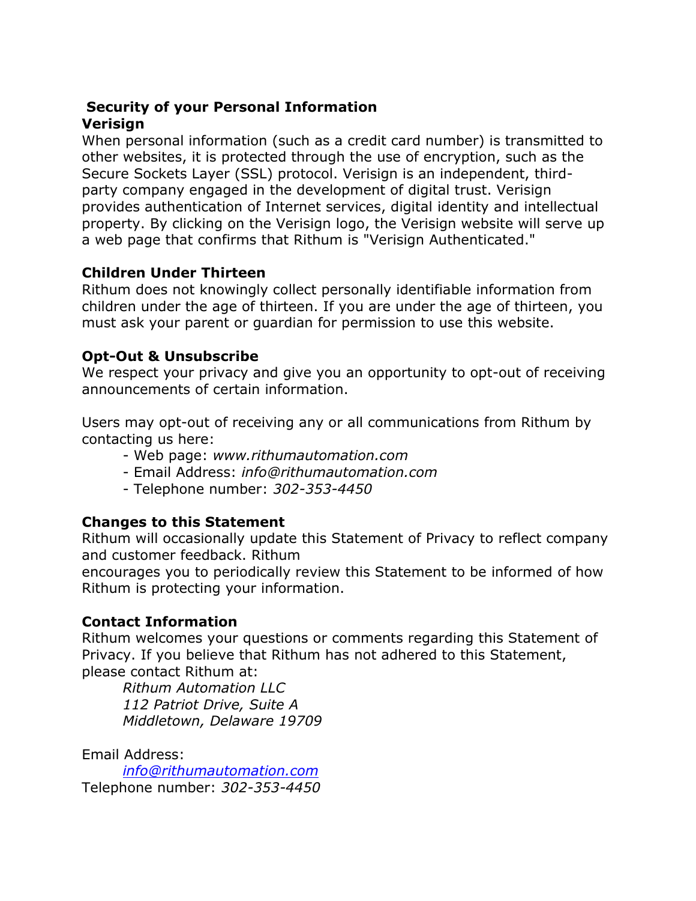## Security of your Personal Information

### Verisign

When personal information (such as a credit card number) is transmitted to other websites, it is protected through the use of encryption, such as the Secure Sockets Layer (SSL) protocol. Verisign is an independent, third-party company engaged in the development of digital trust. Verisign provides authentication of Internet services, digital identity and intellectual property. By clicking on the Verisign logo, the Verisign website will serve up a web page that confirms that Rithum is "Verisign Authenticated."

### Children Under Thirteen

Rithum does not knowingly collect personally identifiable information from children under the age of thirteen. If you are under the age of thirteen, you must ask your parent or guardian for permission to use this website.

### Opt-Out & Unsubscribe

We respect your privacy and give you an opportunity to opt-out of receiving announcements of certain information.

Users may opt-out of receiving any or all communications from Rithum by contacting us here:

- Web page: *www.rithumautomation.com*
- Email Address: *info@rithumautomation.com*
- Telephone number: *302-353-4450*

### Changes to this Statement

Rithum will occasionally update this Statement of Privacy to reflect company and customer feedback. Rithum encourages you to periodically review this Statement to be informed of how Rithum is protecting your information.

### Contact Information

Rithum welcomes your questions or comments regarding this Statement of Privacy. If you believe that Rithum has not adhered to this Statement, please contact Rithum at:

*Rithum Automation LLC*
*112 Patriot Drive, Suite A*
*Middletown, Delaware 19709*

Email Address:
*info@rithumautomation.com*
Telephone number: *302-353-4450*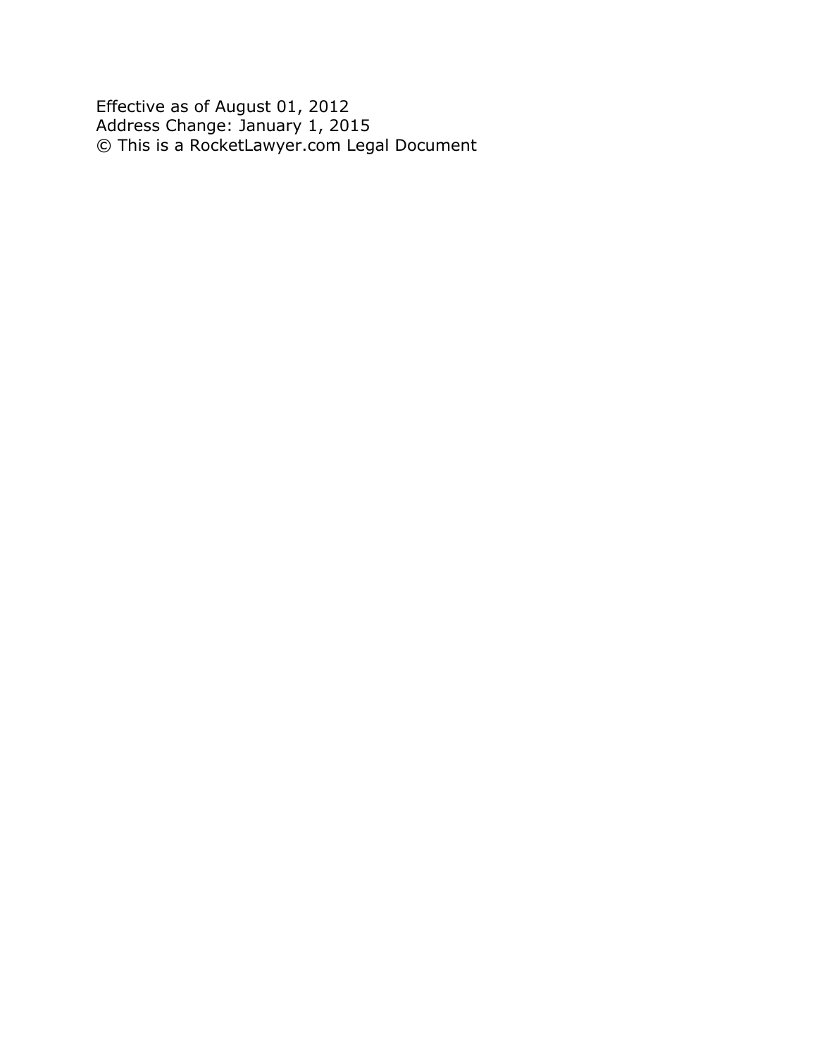Effective as of August 01, 2012
Address Change: January 1, 2015
© This is a RocketLawyer.com Legal Document